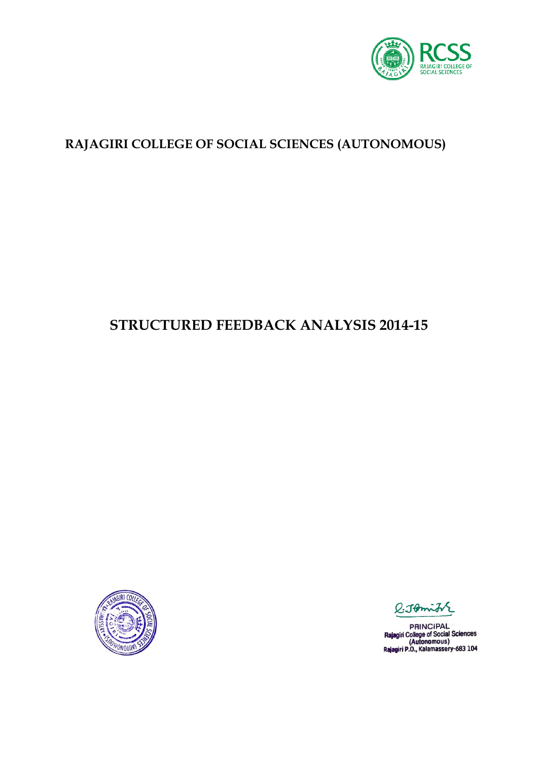# RAJAGIRI COLLEGE OF SOCIAL SCIENCES (AUTONOMOUS)

# STRUCTURED FEEDBACK ANALYSIS 2014-15

PRINCIPAL
Rajagiri College of Social Sciences
(Autonomous)
Rajagiri P.O., Kalamassery-683 104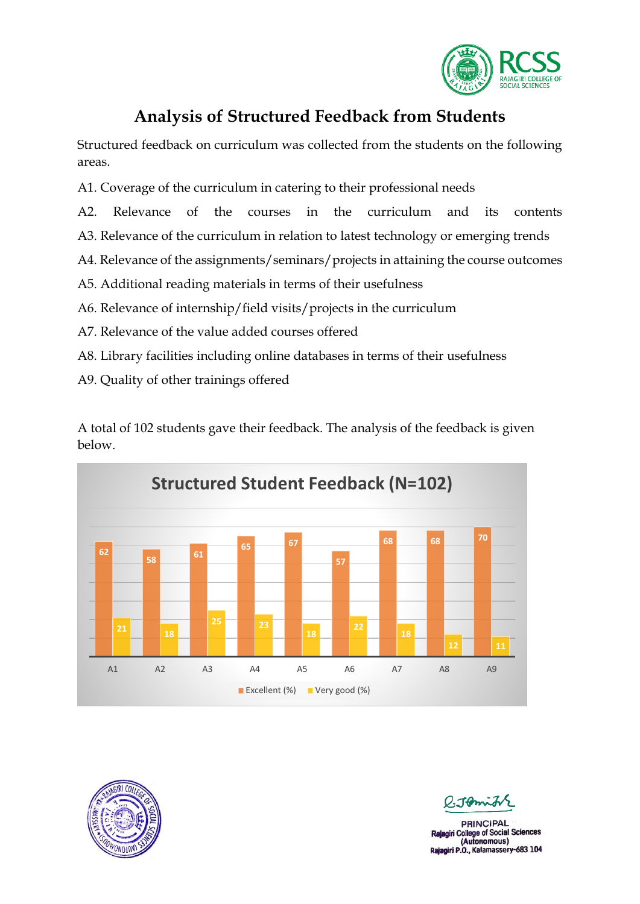# Analysis of Structured Feedback from Students

Structured feedback on curriculum was collected from the students on the following areas.

A1. Coverage of the curriculum in catering to their professional needs

A2. Relevance of the courses in the curriculum and its contents

A3. Relevance of the curriculum in relation to latest technology or emerging trends

A4. Relevance of the assignments/seminars/projects in attaining the course outcomes

A5. Additional reading materials in terms of their usefulness

A6. Relevance of internship/field visits/projects in the curriculum

A7. Relevance of the value added courses offered

A8. Library facilities including online databases in terms of their usefulness

A9. Quality of other trainings offered

A total of 102 students gave their feedback. The analysis of the feedback is given below.

**Structured Student Feedback (N=102)**

| | A1 | A2 | A3 | A4 | A5 | A6 | A7 | A8 | A9 |
|---|---|---|---|---|---|---|---|---|---|
| Excellent (%) | 62 | 58 | 61 | 65 | 67 | 57 | 68 | 68 | 70 |
| Very good (%) | 21 | 18 | 25 | 23 | 18 | 22 | 18 | 12 | 11 |

PRINCIPAL
Rajagiri College of Social Sciences
(Autonomous)
Rajagiri P.O., Kalamassery-683 104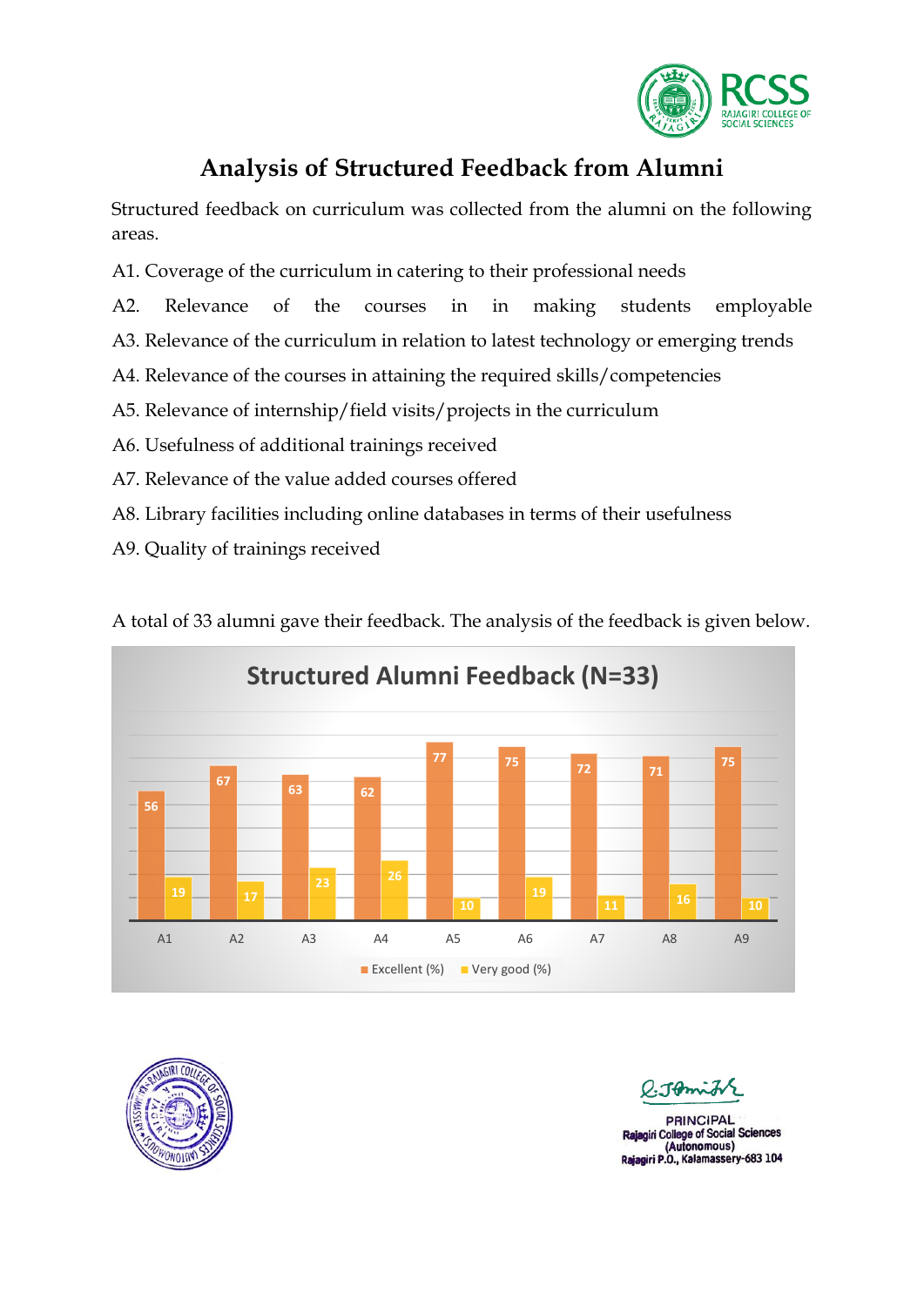# Analysis of Structured Feedback from Alumni

Structured feedback on curriculum was collected from the alumni on the following areas.

A1. Coverage of the curriculum in catering to their professional needs

A2. Relevance of the courses in in making students employable

A3. Relevance of the curriculum in relation to latest technology or emerging trends

A4. Relevance of the courses in attaining the required skills/competencies

A5. Relevance of internship/field visits/projects in the curriculum

A6. Usefulness of additional trainings received

A7. Relevance of the value added courses offered

A8. Library facilities including online databases in terms of their usefulness

A9. Quality of trainings received

A total of 33 alumni gave their feedback. The analysis of the feedback is given below.

**Structured Alumni Feedback (N=33)**

| | A1 | A2 | A3 | A4 | A5 | A6 | A7 | A8 | A9 |
|---|---|---|---|---|---|---|---|---|---|
| Excellent (%) | 56 | 67 | 63 | 62 | 77 | 75 | 72 | 71 | 75 |
| Very good (%) | 19 | 17 | 23 | 26 | 10 | 19 | 11 | 16 | 10 |

PRINCIPAL
Rajagiri College of Social Sciences
(Autonomous)
Rajagiri P.O., Kalamassery-683 104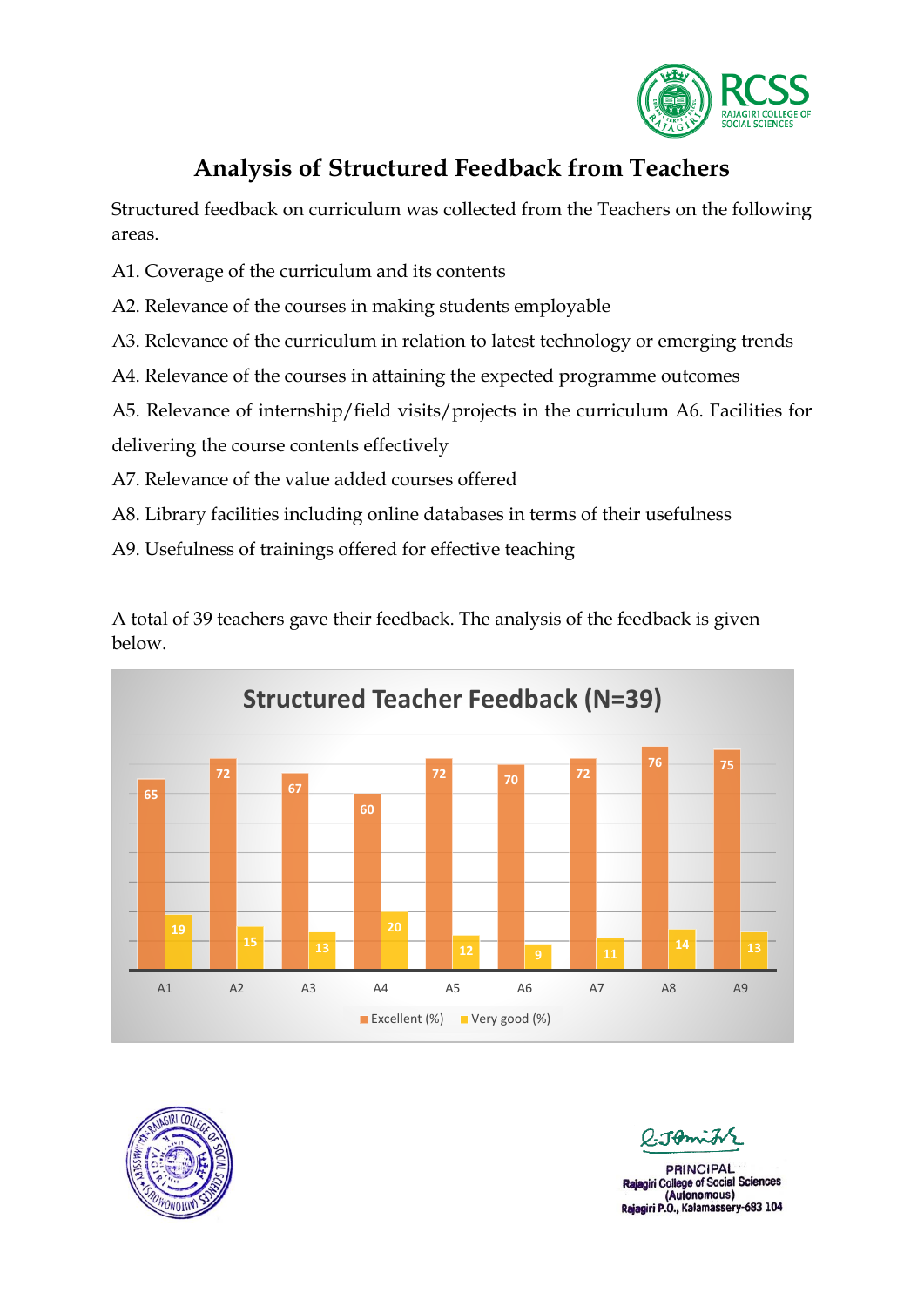# Analysis of Structured Feedback from Teachers

Structured feedback on curriculum was collected from the Teachers on the following areas.

A1. Coverage of the curriculum and its contents

A2. Relevance of the courses in making students employable

A3. Relevance of the curriculum in relation to latest technology or emerging trends

A4. Relevance of the courses in attaining the expected programme outcomes

A5. Relevance of internship/field visits/projects in the curriculum A6. Facilities for delivering the course contents effectively

A7. Relevance of the value added courses offered

A8. Library facilities including online databases in terms of their usefulness

A9. Usefulness of trainings offered for effective teaching

A total of 39 teachers gave their feedback. The analysis of the feedback is given below.

**Structured Teacher Feedback (N=39)**

| | A1 | A2 | A3 | A4 | A5 | A6 | A7 | A8 | A9 |
|---|---|---|---|---|---|---|---|---|---|
| Excellent (%) | 65 | 72 | 67 | 60 | 72 | 70 | 72 | 76 | 75 |
| Very good (%) | 19 | 15 | 13 | 20 | 12 | 9 | 11 | 14 | 13 |

PRINCIPAL
Rajagiri College of Social Sciences
(Autonomous)
Rajagiri P.O., Kalamassery-683 104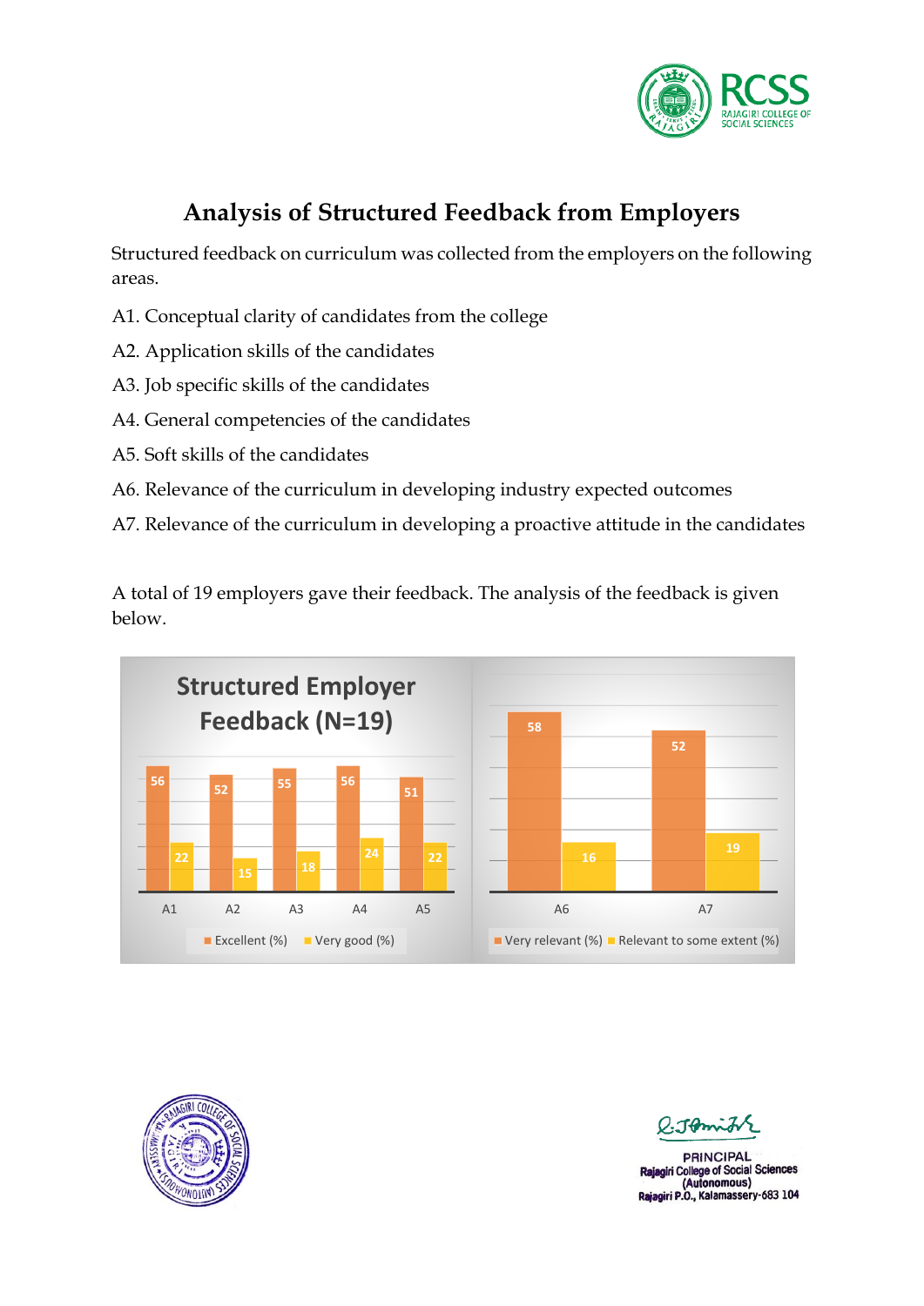# Analysis of Structured Feedback from Employers

Structured feedback on curriculum was collected from the employers on the following areas.

A1. Conceptual clarity of candidates from the college

A2. Application skills of the candidates

A3. Job specific skills of the candidates

A4. General competencies of the candidates

A5. Soft skills of the candidates

A6. Relevance of the curriculum in developing industry expected outcomes

A7. Relevance of the curriculum in developing a proactive attitude in the candidates

A total of 19 employers gave their feedback. The analysis of the feedback is given below.

**Structured Employer Feedback (N=19)**

| | A1 | A2 | A3 | A4 | A5 |
|---|---|---|---|---|---|
| Excellent (%) | 56 | 52 | 55 | 56 | 51 |
| Very good (%) | 22 | 15 | 18 | 24 | 22 |

| | A6 | A7 |
|---|---|---|
| Very relevant (%) | 58 | 52 |
| Relevant to some extent (%) | 16 | 19 |

PRINCIPAL
Rajagiri College of Social Sciences
(Autonomous)
Rajagiri P.O., Kalamassery-683 104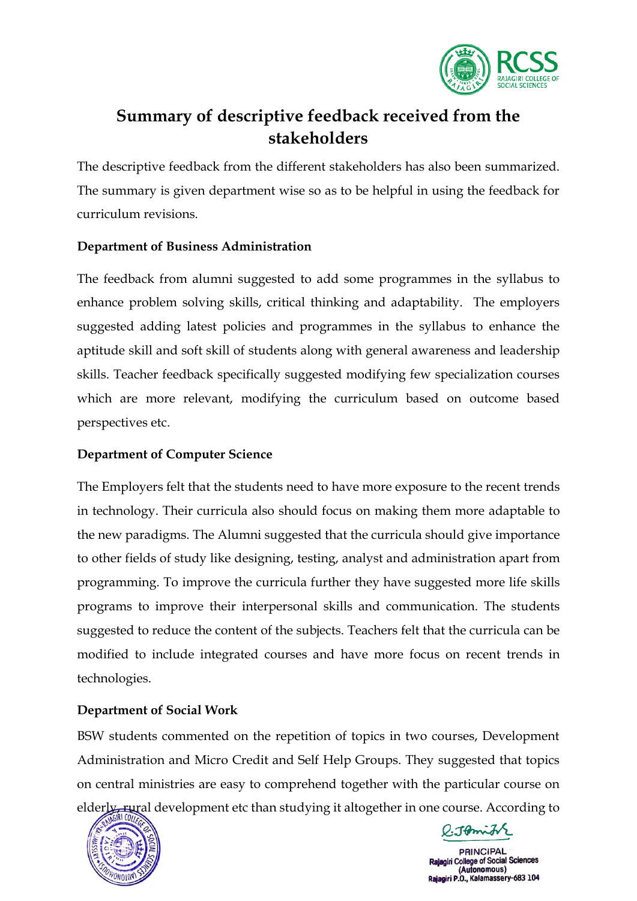# Summary of descriptive feedback received from the stakeholders

The descriptive feedback from the different stakeholders has also been summarized. The summary is given department wise so as to be helpful in using the feedback for curriculum revisions.

**Department of Business Administration**

The feedback from alumni suggested to add some programmes in the syllabus to enhance problem solving skills, critical thinking and adaptability. The employers suggested adding latest policies and programmes in the syllabus to enhance the aptitude skill and soft skill of students along with general awareness and leadership skills. Teacher feedback specifically suggested modifying few specialization courses which are more relevant, modifying the curriculum based on outcome based perspectives etc.

**Department of Computer Science**

The Employers felt that the students need to have more exposure to the recent trends in technology. Their curricula also should focus on making them more adaptable to the new paradigms. The Alumni suggested that the curricula should give importance to other fields of study like designing, testing, analyst and administration apart from programming. To improve the curricula further they have suggested more life skills programs to improve their interpersonal skills and communication. The students suggested to reduce the content of the subjects. Teachers felt that the curricula can be modified to include integrated courses and have more focus on recent trends in technologies.

**Department of Social Work**

BSW students commented on the repetition of topics in two courses, Development Administration and Micro Credit and Self Help Groups. They suggested that topics on central ministries are easy to comprehend together with the particular course on elderly, rural development etc than studying it altogether in one course. According to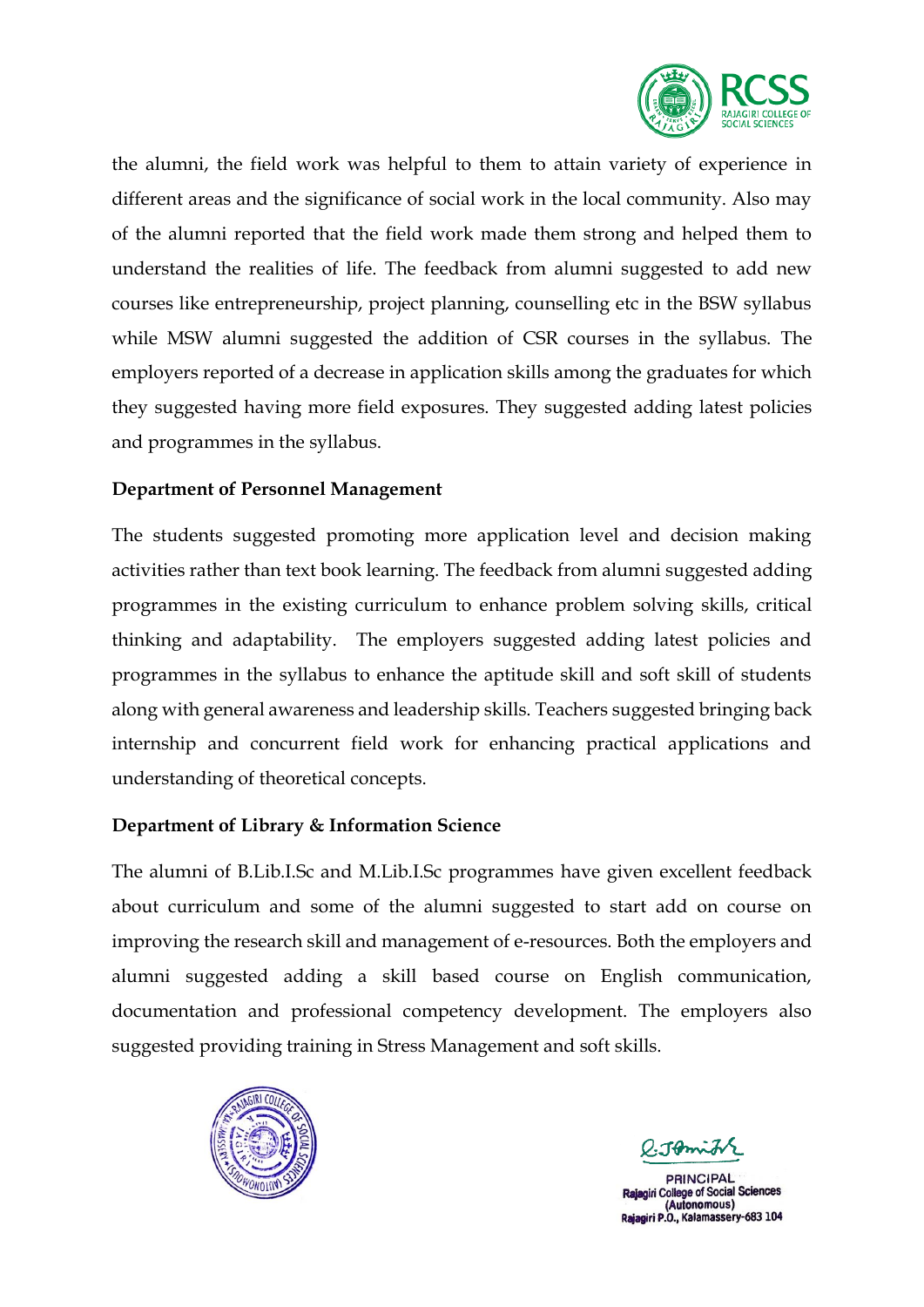the alumni, the field work was helpful to them to attain variety of experience in different areas and the significance of social work in the local community. Also may of the alumni reported that the field work made them strong and helped them to understand the realities of life. The feedback from alumni suggested to add new courses like entrepreneurship, project planning, counselling etc in the BSW syllabus while MSW alumni suggested the addition of CSR courses in the syllabus. The employers reported of a decrease in application skills among the graduates for which they suggested having more field exposures. They suggested adding latest policies and programmes in the syllabus.

**Department of Personnel Management**

The students suggested promoting more application level and decision making activities rather than text book learning. The feedback from alumni suggested adding programmes in the existing curriculum to enhance problem solving skills, critical thinking and adaptability. The employers suggested adding latest policies and programmes in the syllabus to enhance the aptitude skill and soft skill of students along with general awareness and leadership skills. Teachers suggested bringing back internship and concurrent field work for enhancing practical applications and understanding of theoretical concepts.

**Department of Library & Information Science**

The alumni of B.Lib.I.Sc and M.Lib.I.Sc programmes have given excellent feedback about curriculum and some of the alumni suggested to start add on course on improving the research skill and management of e-resources. Both the employers and alumni suggested adding a skill based course on English communication, documentation and professional competency development. The employers also suggested providing training in Stress Management and soft skills.

PRINCIPAL
Rajagiri College of Social Sciences
(Autonomous)
Rajagiri P.O., Kalamassery-683 104